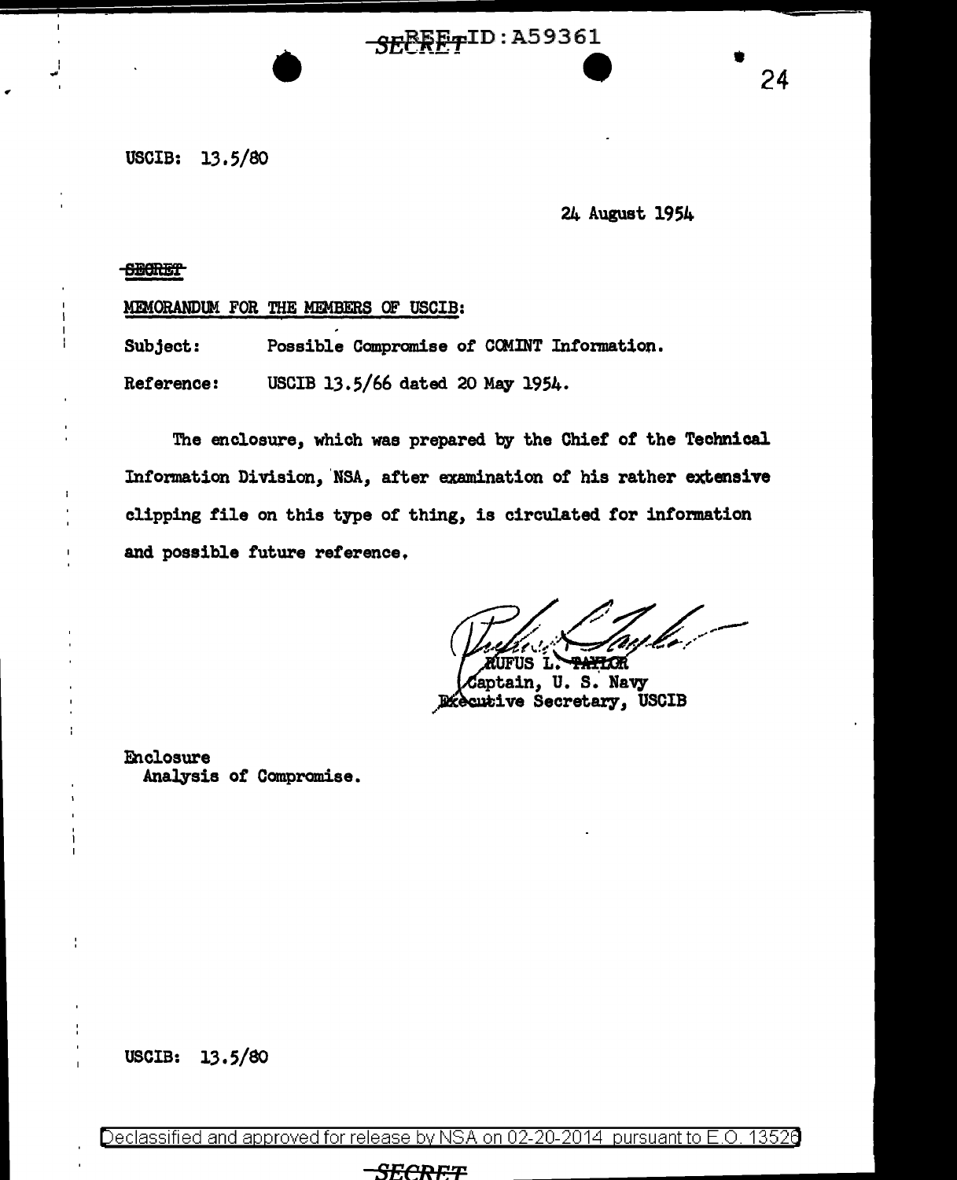USCIB: 13.5/80

24 August 1954

~~SECRET~~

MEMORANDUM FOR THE MEMBERS OF USCIB:

Subject: Possible Compromise of COMINT Information.

Reference: USCIB 13.5/66 dated 20 May 1954.

The enclosure, which was prepared by the Chief of the Technical Information Division, NSA, after examination of his rather extensive clipping file on this type of thing, is circulated for information and possible future reference.

RUFUS L. TAYLOR
Captain, U. S. Navy
Executive Secretary, USCIB

Enclosure
Analysis of Compromise.

USCIB: 13.5/80

Declassified and approved for release by NSA on 02-20-2014 pursuant to E.O. 13526

SECRET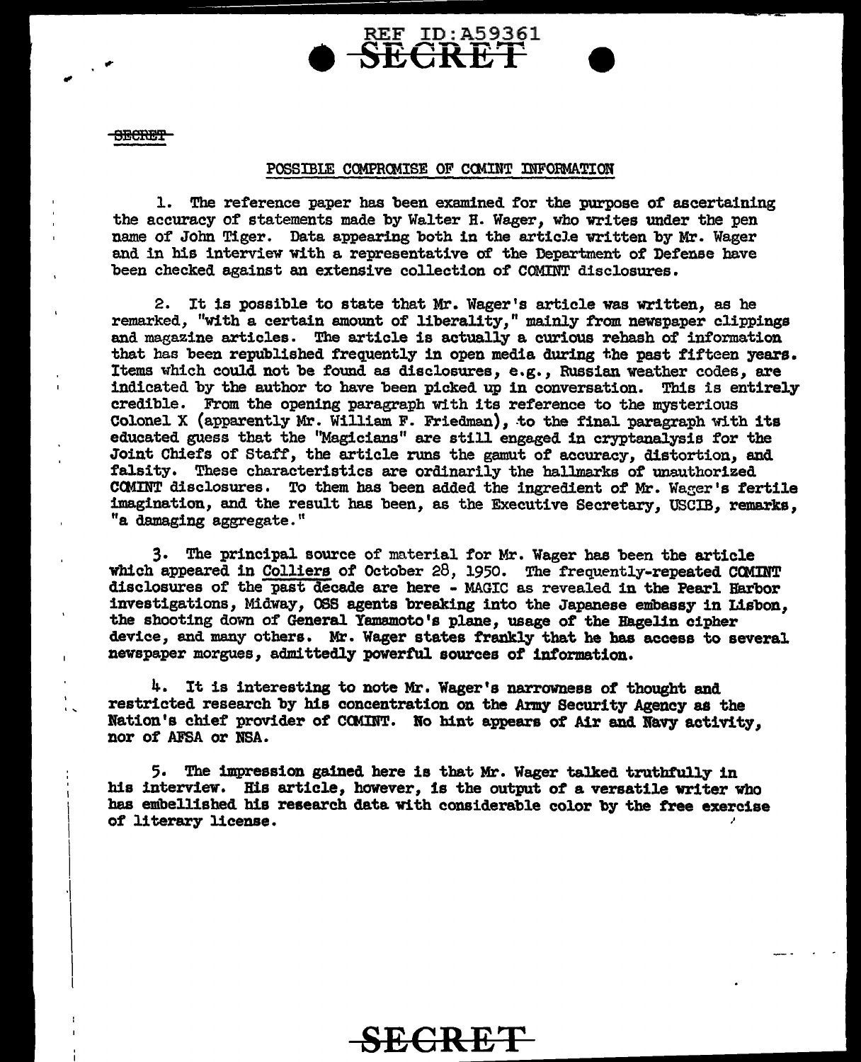SECRET

## POSSIBLE COMPROMISE OF COMINT INFORMATION

1. The reference paper has been examined for the purpose of ascertaining the accuracy of statements made by Walter H. Wager, who writes under the pen name of John Tiger. Data appearing both in the article written by Mr. Wager and in his interview with a representative of the Department of Defense have been checked against an extensive collection of COMINT disclosures.

2. It is possible to state that Mr. Wager's article was written, as he remarked, "with a certain amount of liberality," mainly from newspaper clippings and magazine articles. The article is actually a curious rehash of information that has been republished frequently in open media during the past fifteen years. Items which could not be found as disclosures, e.g., Russian weather codes, are indicated by the author to have been picked up in conversation. This is entirely credible. From the opening paragraph with its reference to the mysterious Colonel X (apparently Mr. William F. Friedman), to the final paragraph with its educated guess that the "Magicians" are still engaged in cryptanalysis for the Joint Chiefs of Staff, the article runs the gamut of accuracy, distortion, and falsity. These characteristics are ordinarily the hallmarks of unauthorized COMINT disclosures. To them has been added the ingredient of Mr. Wager's fertile imagination, and the result has been, as the Executive Secretary, USCIB, remarks, "a damaging aggregate."

3. The principal source of material for Mr. Wager has been the article which appeared in Colliers of October 28, 1950. The frequently-repeated COMINT disclosures of the past decade are here - MAGIC as revealed in the Pearl Harbor investigations, Midway, OSS agents breaking into the Japanese embassy in Lisbon, the shooting down of General Yamamoto's plane, usage of the Hagelin cipher device, and many others. Mr. Wager states frankly that he has access to several newspaper morgues, admittedly powerful sources of information.

4. It is interesting to note Mr. Wager's narrowness of thought and restricted research by his concentration on the Army Security Agency as the Nation's chief provider of COMINT. No hint appears of Air and Navy activity, nor of AFSA or NSA.

5. The impression gained here is that Mr. Wager talked truthfully in his interview. His article, however, is the output of a versatile writer who has embellished his research data with considerable color by the free exercise of literary license.

SECRET